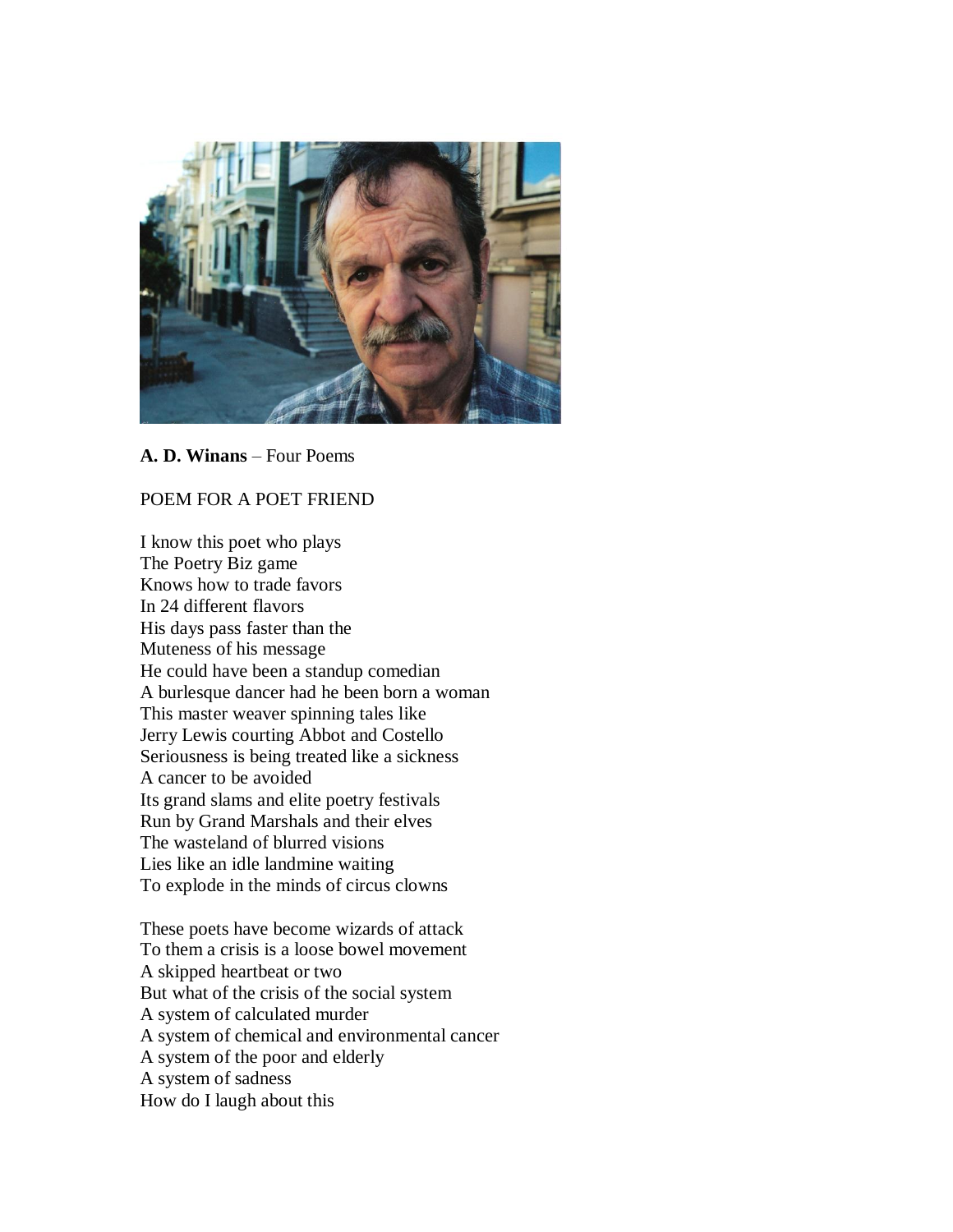**A. D. Winans** – Four Poems

POEM FOR A POET FRIEND

I know this poet who plays  
The Poetry Biz game  
Knows how to trade favors  
In 24 different flavors  
His days pass faster than the  
Muteness of his message  
He could have been a standup comedian  
A burlesque dancer had he been born a woman  
This master weaver spinning tales like  
Jerry Lewis courting Abbot and Costello  
Seriousness is being treated like a sickness  
A cancer to be avoided  
Its grand slams and elite poetry festivals  
Run by Grand Marshals and their elves  
The wasteland of blurred visions  
Lies like an idle landmine waiting  
To explode in the minds of circus clowns

These poets have become wizards of attack  
To them a crisis is a loose bowel movement  
A skipped heartbeat or two  
But what of the crisis of the social system  
A system of calculated murder  
A system of chemical and environmental cancer  
A system of the poor and elderly  
A system of sadness  
How do I laugh about this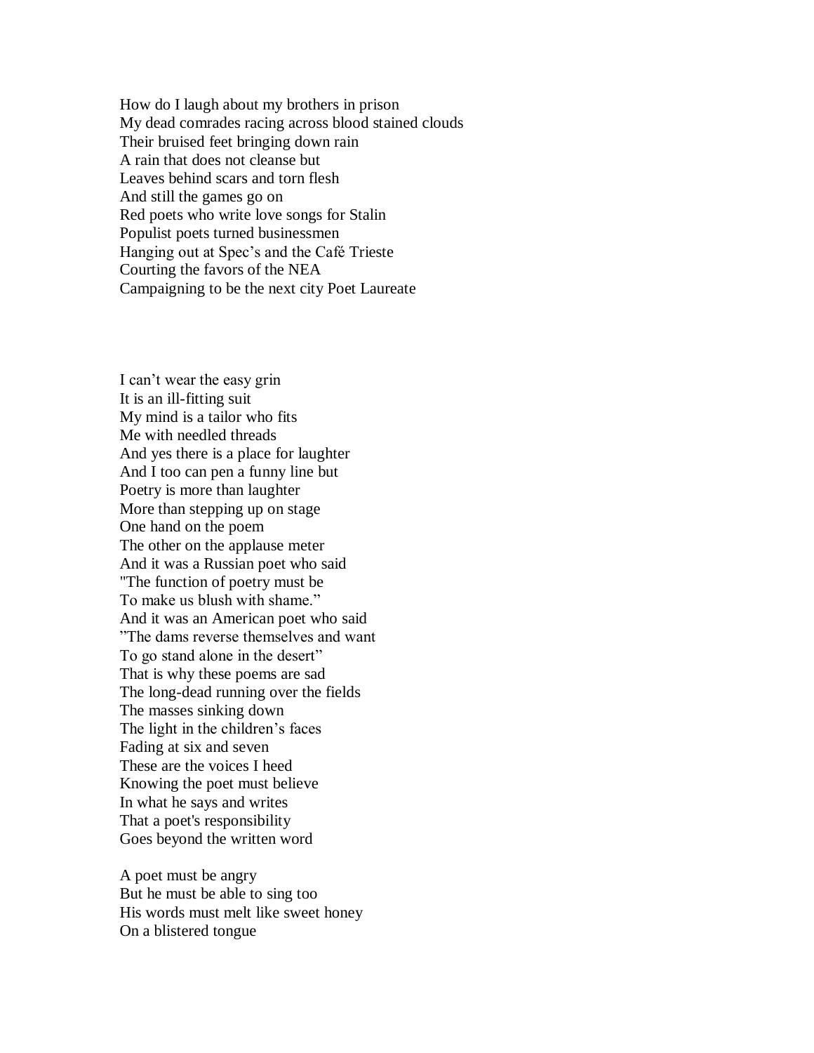How do I laugh about my brothers in prison
My dead comrades racing across blood stained clouds
Their bruised feet bringing down rain
A rain that does not cleanse but
Leaves behind scars and torn flesh
And still the games go on
Red poets who write love songs for Stalin
Populist poets turned businessmen
Hanging out at Spec's and the Café Trieste
Courting the favors of the NEA
Campaigning to be the next city Poet Laureate

I can't wear the easy grin
It is an ill-fitting suit
My mind is a tailor who fits
Me with needled threads
And yes there is a place for laughter
And I too can pen a funny line but
Poetry is more than laughter
More than stepping up on stage
One hand on the poem
The other on the applause meter
And it was a Russian poet who said
"The function of poetry must be
To make us blush with shame."
And it was an American poet who said
"The dams reverse themselves and want
To go stand alone in the desert"
That is why these poems are sad
The long-dead running over the fields
The masses sinking down
The light in the children's faces
Fading at six and seven
These are the voices I heed
Knowing the poet must believe
In what he says and writes
That a poet's responsibility
Goes beyond the written word

A poet must be angry
But he must be able to sing too
His words must melt like sweet honey
On a blistered tongue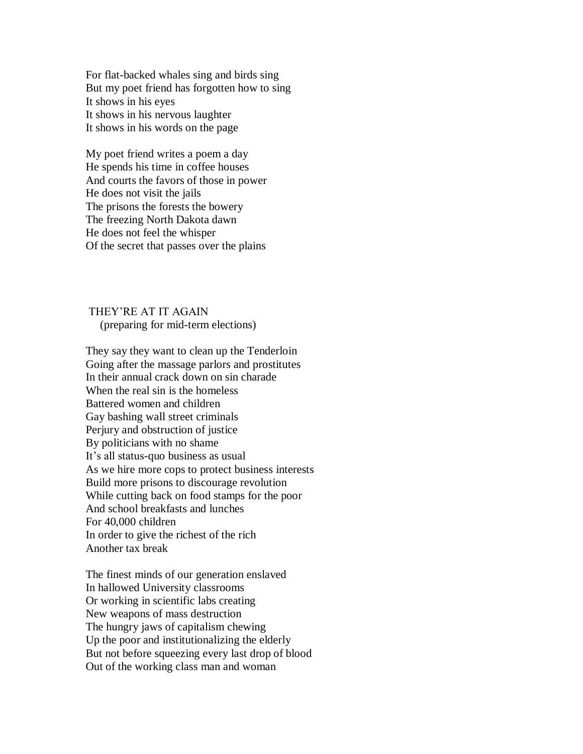For flat-backed whales sing and birds sing
But my poet friend has forgotten how to sing
It shows in his eyes
It shows in his nervous laughter
It shows in his words on the page

My poet friend writes a poem a day
He spends his time in coffee houses
And courts the favors of those in power
He does not visit the jails
The prisons the forests the bowery
The freezing North Dakota dawn
He does not feel the whisper
Of the secret that passes over the plains

## THEY'RE AT IT AGAIN

(preparing for mid-term elections)

They say they want to clean up the Tenderloin
Going after the massage parlors and prostitutes
In their annual crack down on sin charade
When the real sin is the homeless
Battered women and children
Gay bashing wall street criminals
Perjury and obstruction of justice
By politicians with no shame
It's all status-quo business as usual
As we hire more cops to protect business interests
Build more prisons to discourage revolution
While cutting back on food stamps for the poor
And school breakfasts and lunches
For 40,000 children
In order to give the richest of the rich
Another tax break

The finest minds of our generation enslaved
In hallowed University classrooms
Or working in scientific labs creating
New weapons of mass destruction
The hungry jaws of capitalism chewing
Up the poor and institutionalizing the elderly
But not before squeezing every last drop of blood
Out of the working class man and woman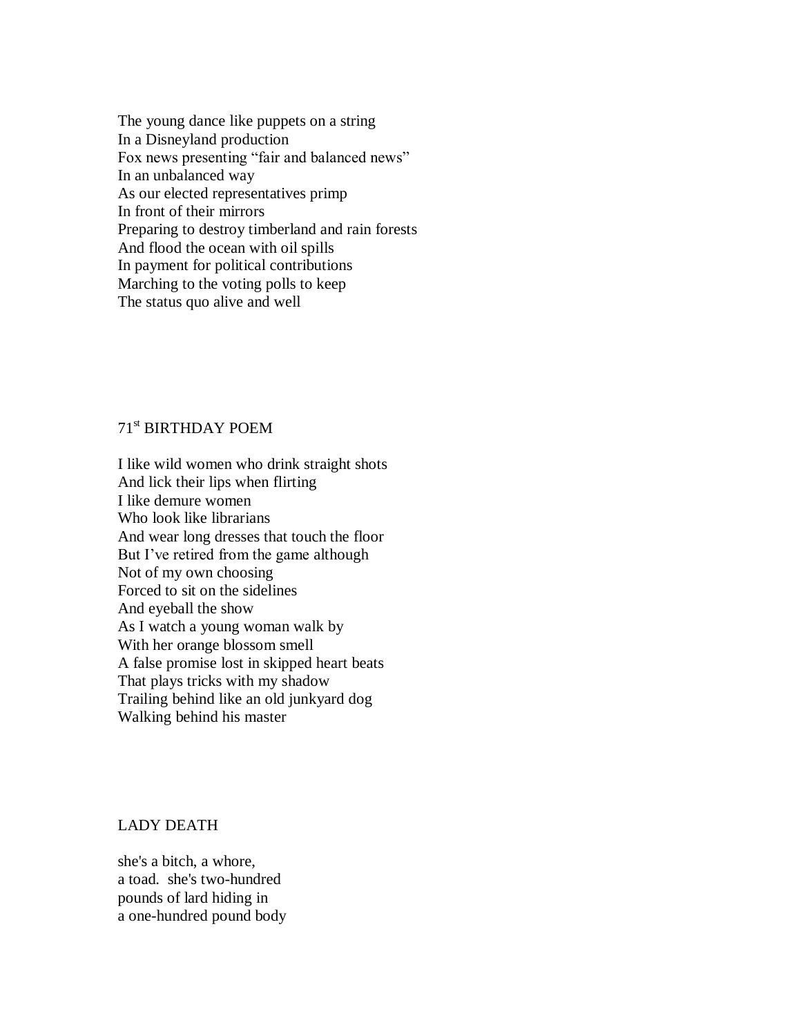The young dance like puppets on a string  
In a Disneyland production  
Fox news presenting "fair and balanced news"  
In an unbalanced way  
As our elected representatives primp  
In front of their mirrors  
Preparing to destroy timberland and rain forests  
And flood the ocean with oil spills  
In payment for political contributions  
Marching to the voting polls to keep  
The status quo alive and well

## 71st BIRTHDAY POEM

I like wild women who drink straight shots  
And lick their lips when flirting  
I like demure women  
Who look like librarians  
And wear long dresses that touch the floor  
But I've retired from the game although  
Not of my own choosing  
Forced to sit on the sidelines  
And eyeball the show  
As I watch a young woman walk by  
With her orange blossom smell  
A false promise lost in skipped heart beats  
That plays tricks with my shadow  
Trailing behind like an old junkyard dog  
Walking behind his master

## LADY DEATH

she's a bitch, a whore,  
a toad.  she's two-hundred  
pounds of lard hiding in  
a one-hundred pound body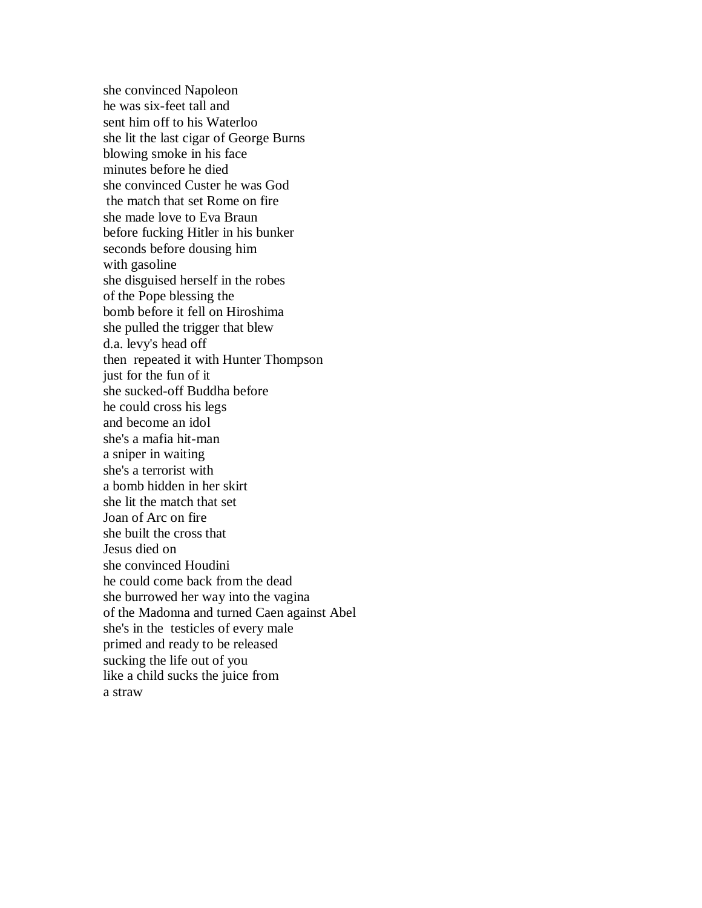she convinced Napoleon  
he was six-feet tall and  
sent him off to his Waterloo  
she lit the last cigar of George Burns  
blowing smoke in his face  
minutes before he died  
she convinced Custer he was God  
the match that set Rome on fire  
she made love to Eva Braun  
before fucking Hitler in his bunker  
seconds before dousing him  
with gasoline  
she disguised herself in the robes  
of the Pope blessing the  
bomb before it fell on Hiroshima  
she pulled the trigger that blew  
d.a. levy's head off  
then repeated it with Hunter Thompson  
just for the fun of it  
she sucked-off Buddha before  
he could cross his legs  
and become an idol  
she's a mafia hit-man  
a sniper in waiting  
she's a terrorist with  
a bomb hidden in her skirt  
she lit the match that set  
Joan of Arc on fire  
she built the cross that  
Jesus died on  
she convinced Houdini  
he could come back from the dead  
she burrowed her way into the vagina  
of the Madonna and turned Caen against Abel  
she's in the testicles of every male  
primed and ready to be released  
sucking the life out of you  
like a child sucks the juice from  
a straw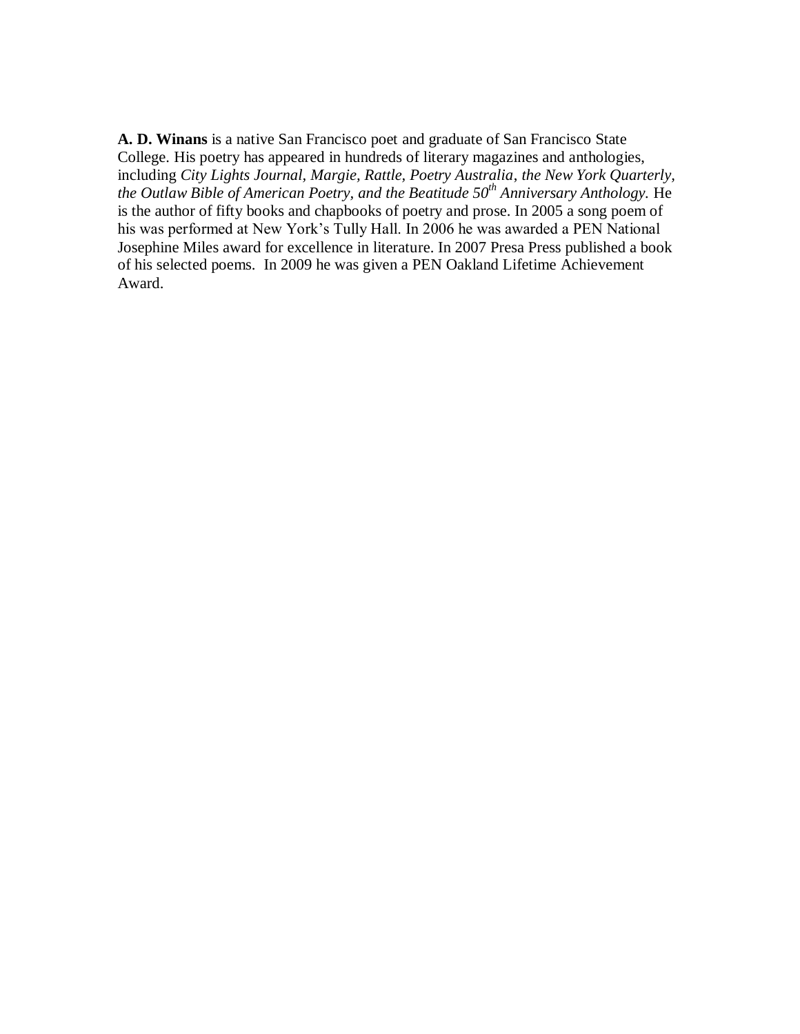**A. D. Winans** is a native San Francisco poet and graduate of San Francisco State College. His poetry has appeared in hundreds of literary magazines and anthologies, including *City Lights Journal*, *Margie, Rattle, Poetry Australia*, *the New York Quarterly, the Outlaw Bible of American Poetry, and the Beatitude 50th Anniversary Anthology.* He is the author of fifty books and chapbooks of poetry and prose. In 2005 a song poem of his was performed at New York's Tully Hall. In 2006 he was awarded a PEN National Josephine Miles award for excellence in literature. In 2007 Presa Press published a book of his selected poems. In 2009 he was given a PEN Oakland Lifetime Achievement Award.